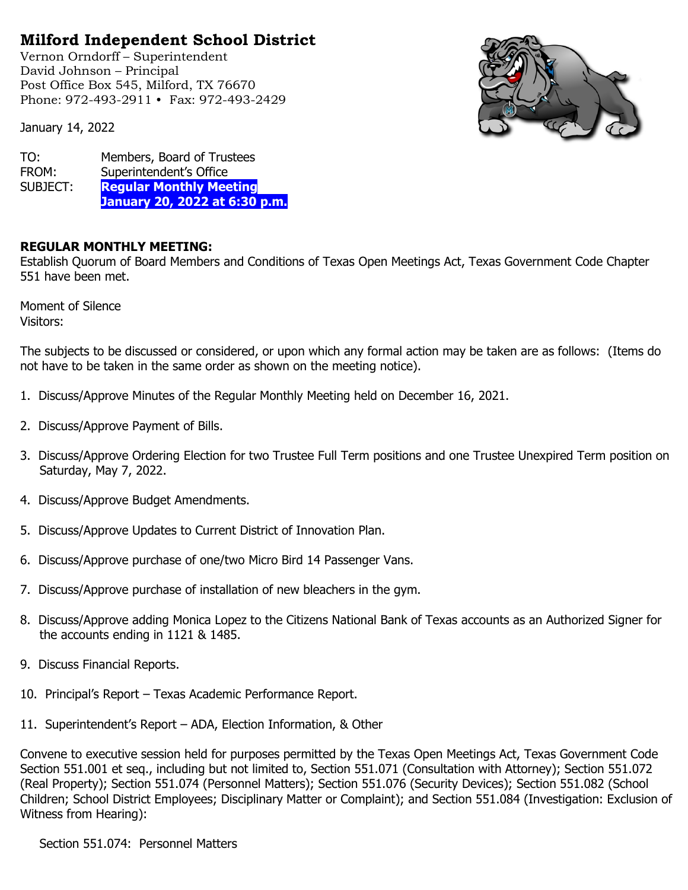# Milford Independent School District

Vernon Orndorff – Superintendent
David Johnson – Principal
Post Office Box 545, Milford, TX 76670
Phone: 972-493-2911 • Fax: 972-493-2429

January 14, 2022

TO: Members, Board of Trustees
FROM: Superintendent's Office
SUBJECT: **Regular Monthly Meeting January 20, 2022 at 6:30 p.m.**

**REGULAR MONTHLY MEETING:**
Establish Quorum of Board Members and Conditions of Texas Open Meetings Act, Texas Government Code Chapter 551 have been met.

Moment of Silence
Visitors:

The subjects to be discussed or considered, or upon which any formal action may be taken are as follows: (Items do not have to be taken in the same order as shown on the meeting notice).

1. Discuss/Approve Minutes of the Regular Monthly Meeting held on December 16, 2021.

2. Discuss/Approve Payment of Bills.

3. Discuss/Approve Ordering Election for two Trustee Full Term positions and one Trustee Unexpired Term position on Saturday, May 7, 2022.

4. Discuss/Approve Budget Amendments.

5. Discuss/Approve Updates to Current District of Innovation Plan.

6. Discuss/Approve purchase of one/two Micro Bird 14 Passenger Vans.

7. Discuss/Approve purchase of installation of new bleachers in the gym.

8. Discuss/Approve adding Monica Lopez to the Citizens National Bank of Texas accounts as an Authorized Signer for the accounts ending in 1121 & 1485.

9. Discuss Financial Reports.

10. Principal's Report – Texas Academic Performance Report.

11. Superintendent's Report – ADA, Election Information, & Other

Convene to executive session held for purposes permitted by the Texas Open Meetings Act, Texas Government Code Section 551.001 et seq., including but not limited to, Section 551.071 (Consultation with Attorney); Section 551.072 (Real Property); Section 551.074 (Personnel Matters); Section 551.076 (Security Devices); Section 551.082 (School Children; School District Employees; Disciplinary Matter or Complaint); and Section 551.084 (Investigation: Exclusion of Witness from Hearing):

Section 551.074: Personnel Matters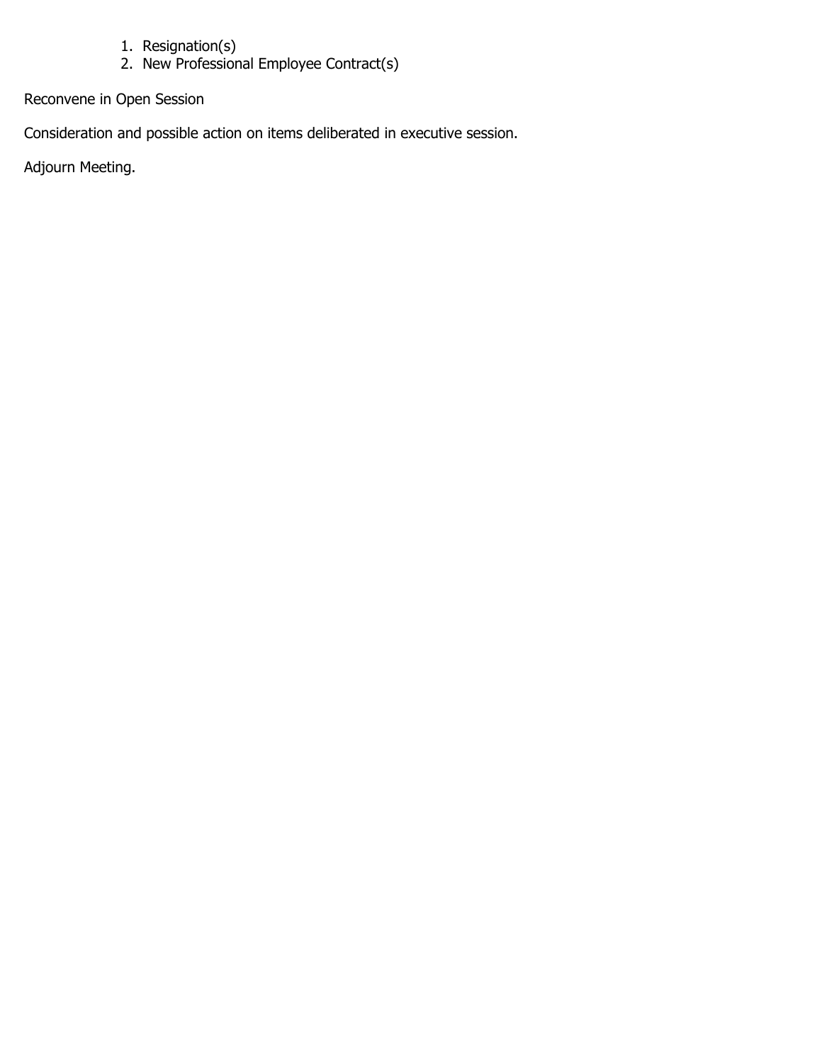1. Resignation(s)
2. New Professional Employee Contract(s)

Reconvene in Open Session

Consideration and possible action on items deliberated in executive session.

Adjourn Meeting.